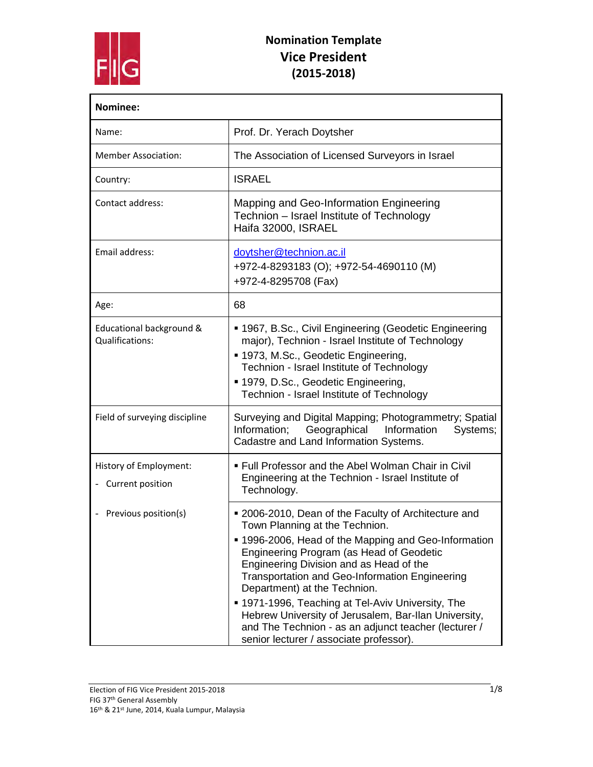# Nomination Template
## Vice President
## (2015-2018)

| **Nominee:** | |
|---|---|
| Name: | Prof. Dr. Yerach Doytsher |
| Member Association: | The Association of Licensed Surveyors in Israel |
| Country: | ISRAEL |
| Contact address: | Mapping and Geo-Information Engineering<br>Technion – Israel Institute of Technology<br>Haifa 32000, ISRAEL |
| Email address: | doytsher@technion.ac.il<br>+972-4-8293183 (O); +972-54-4690110 (M)<br>+972-4-8295708 (Fax) |
| Age: | 68 |
| Educational background & Qualifications: | ▪ 1967, B.Sc., Civil Engineering (Geodetic Engineering major), Technion - Israel Institute of Technology<br>▪ 1973, M.Sc., Geodetic Engineering, Technion - Israel Institute of Technology<br>▪ 1979, D.Sc., Geodetic Engineering, Technion - Israel Institute of Technology |
| Field of surveying discipline | Surveying and Digital Mapping; Photogrammetry; Spatial Information; Geographical Information Systems; Cadastre and Land Information Systems. |
| History of Employment:<br>- Current position | ▪ Full Professor and the Abel Wolman Chair in Civil Engineering at the Technion - Israel Institute of Technology. |
| - Previous position(s) | ▪ 2006-2010, Dean of the Faculty of Architecture and Town Planning at the Technion.<br>▪ 1996-2006, Head of the Mapping and Geo-Information Engineering Program (as Head of Geodetic Engineering Division and as Head of the Transportation and Geo-Information Engineering Department) at the Technion.<br>▪ 1971-1996, Teaching at Tel-Aviv University, The Hebrew University of Jerusalem, Bar-Ilan University, and The Technion - as an adjunct teacher (lecturer / senior lecturer / associate professor). |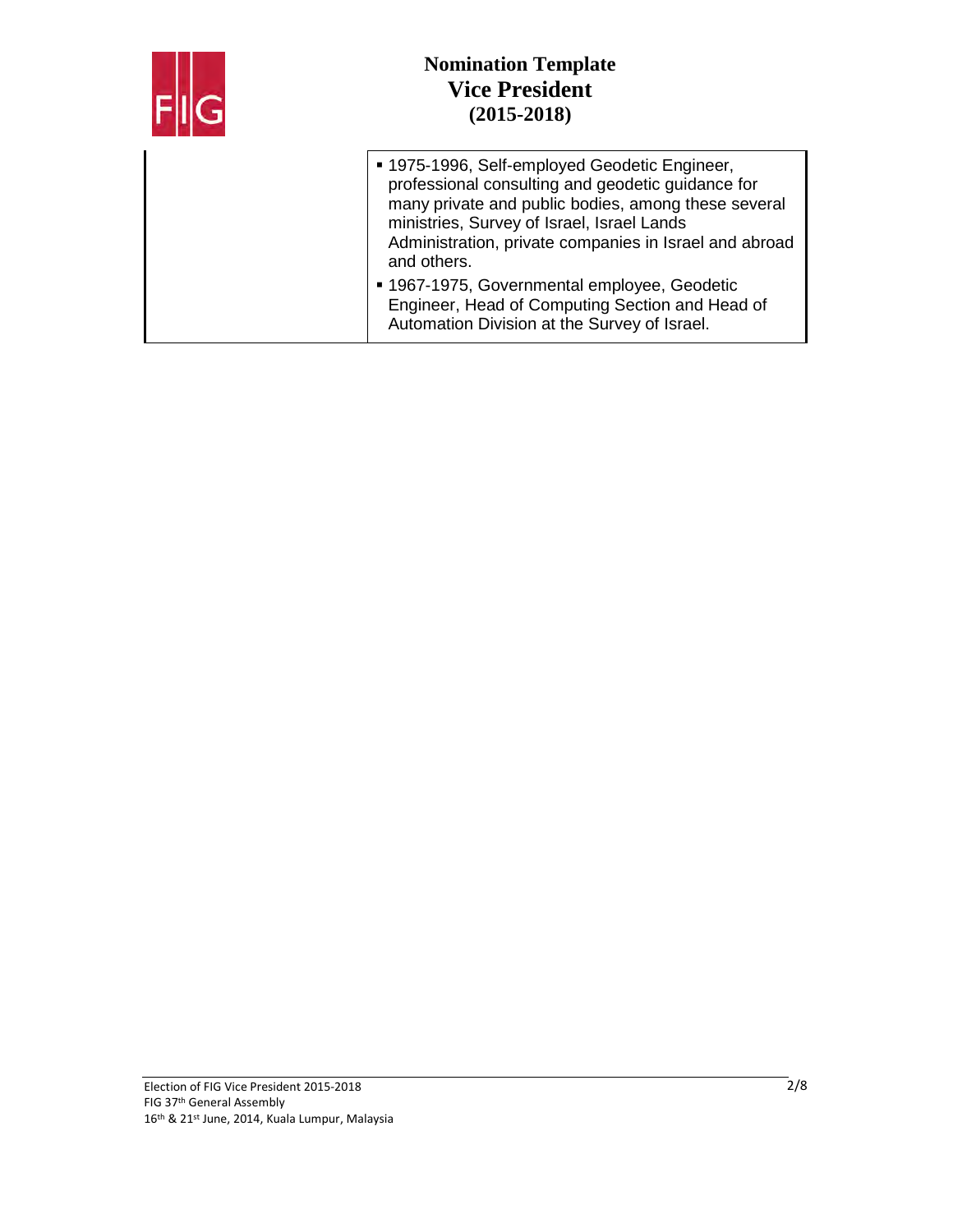| | |
|---|---|
| | ▪ 1975-1996, Self-employed Geodetic Engineer, professional consulting and geodetic guidance for many private and public bodies, among these several ministries, Survey of Israel, Israel Lands Administration, private companies in Israel and abroad and others.<br>▪ 1967-1975, Governmental employee, Geodetic Engineer, Head of Computing Section and Head of Automation Division at the Survey of Israel. |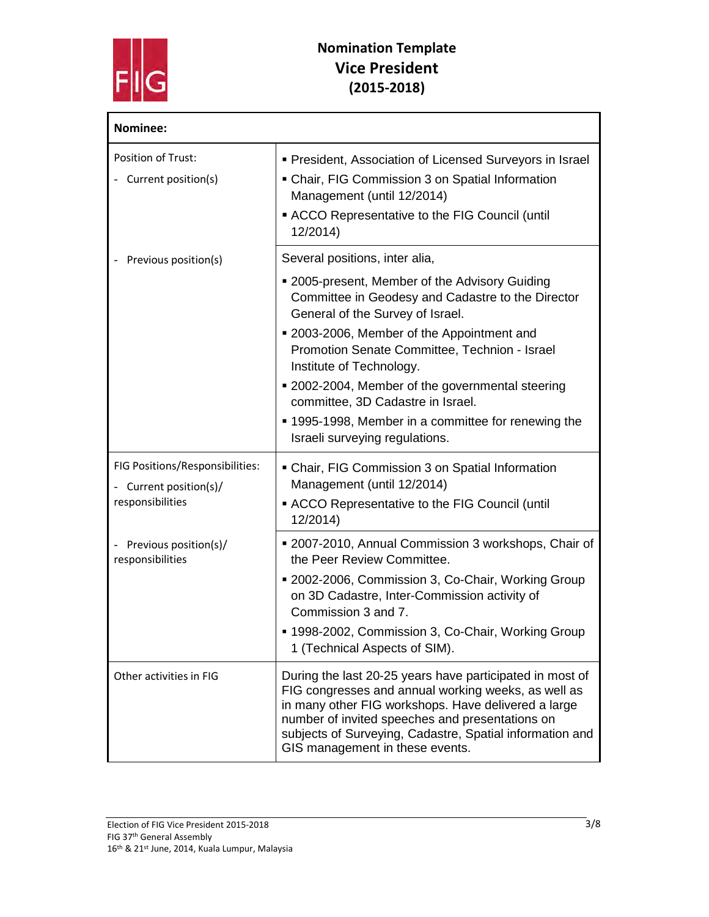# Nomination Template
## Vice President
## (2015-2018)

| **Nominee:** | |
|---|---|
| Position of Trust:<br>- Current position(s) | ▪ President, Association of Licensed Surveyors in Israel<br>▪ Chair, FIG Commission 3 on Spatial Information Management (until 12/2014)<br>▪ ACCO Representative to the FIG Council (until 12/2014) |
| - Previous position(s) | Several positions, inter alia,<br>▪ 2005-present, Member of the Advisory Guiding Committee in Geodesy and Cadastre to the Director General of the Survey of Israel.<br>▪ 2003-2006, Member of the Appointment and Promotion Senate Committee, Technion - Israel Institute of Technology.<br>▪ 2002-2004, Member of the governmental steering committee, 3D Cadastre in Israel.<br>▪ 1995-1998, Member in a committee for renewing the Israeli surveying regulations. |
| FIG Positions/Responsibilities:<br>- Current position(s)/ responsibilities | ▪ Chair, FIG Commission 3 on Spatial Information Management (until 12/2014)<br>▪ ACCO Representative to the FIG Council (until 12/2014) |
| - Previous position(s)/ responsibilities | ▪ 2007-2010, Annual Commission 3 workshops, Chair of the Peer Review Committee.<br>▪ 2002-2006, Commission 3, Co-Chair, Working Group on 3D Cadastre, Inter-Commission activity of Commission 3 and 7.<br>▪ 1998-2002, Commission 3, Co-Chair, Working Group 1 (Technical Aspects of SIM). |
| Other activities in FIG | During the last 20-25 years have participated in most of FIG congresses and annual working weeks, as well as in many other FIG workshops. Have delivered a large number of invited speeches and presentations on subjects of Surveying, Cadastre, Spatial information and GIS management in these events. |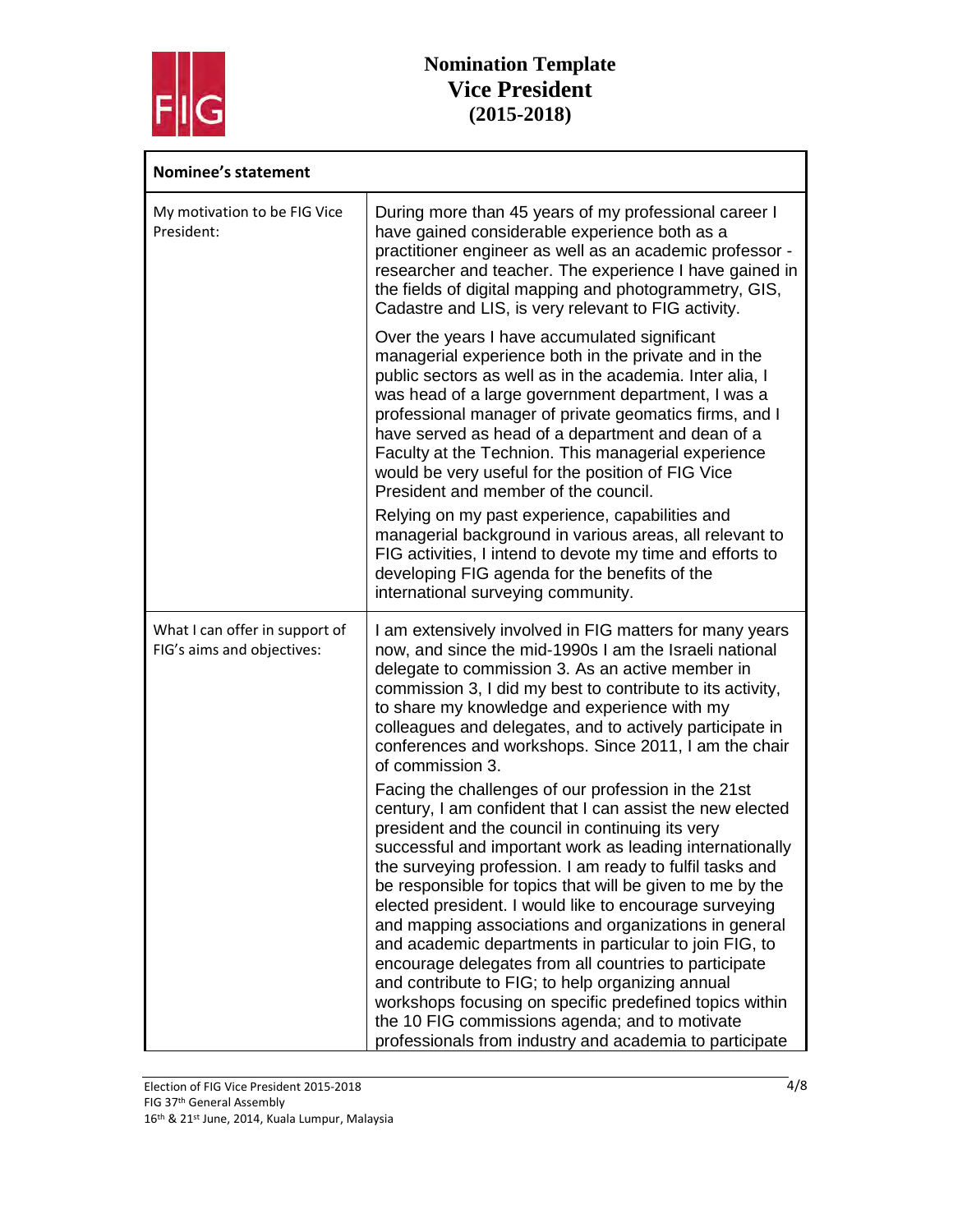# Nomination Template
## Vice President
## (2015-2018)

| Nominee's statement | |
|---|---|
| My motivation to be FIG Vice President: | During more than 45 years of my professional career I have gained considerable experience both as a practitioner engineer as well as an academic professor - researcher and teacher. The experience I have gained in the fields of digital mapping and photogrammetry, GIS, Cadastre and LIS, is very relevant to FIG activity.<br><br>Over the years I have accumulated significant managerial experience both in the private and in the public sectors as well as in the academia. Inter alia, I was head of a large government department, I was a professional manager of private geomatics firms, and I have served as head of a department and dean of a Faculty at the Technion. This managerial experience would be very useful for the position of FIG Vice President and member of the council.<br><br>Relying on my past experience, capabilities and managerial background in various areas, all relevant to FIG activities, I intend to devote my time and efforts to developing FIG agenda for the benefits of the international surveying community. |
| What I can offer in support of FIG's aims and objectives: | I am extensively involved in FIG matters for many years now, and since the mid-1990s I am the Israeli national delegate to commission 3. As an active member in commission 3, I did my best to contribute to its activity, to share my knowledge and experience with my colleagues and delegates, and to actively participate in conferences and workshops. Since 2011, I am the chair of commission 3.<br><br>Facing the challenges of our profession in the 21st century, I am confident that I can assist the new elected president and the council in continuing its very successful and important work as leading internationally the surveying profession. I am ready to fulfil tasks and be responsible for topics that will be given to me by the elected president. I would like to encourage surveying and mapping associations and organizations in general and academic departments in particular to join FIG, to encourage delegates from all countries to participate and contribute to FIG; to help organizing annual workshops focusing on specific predefined topics within the 10 FIG commissions agenda; and to motivate professionals from industry and academia to participate |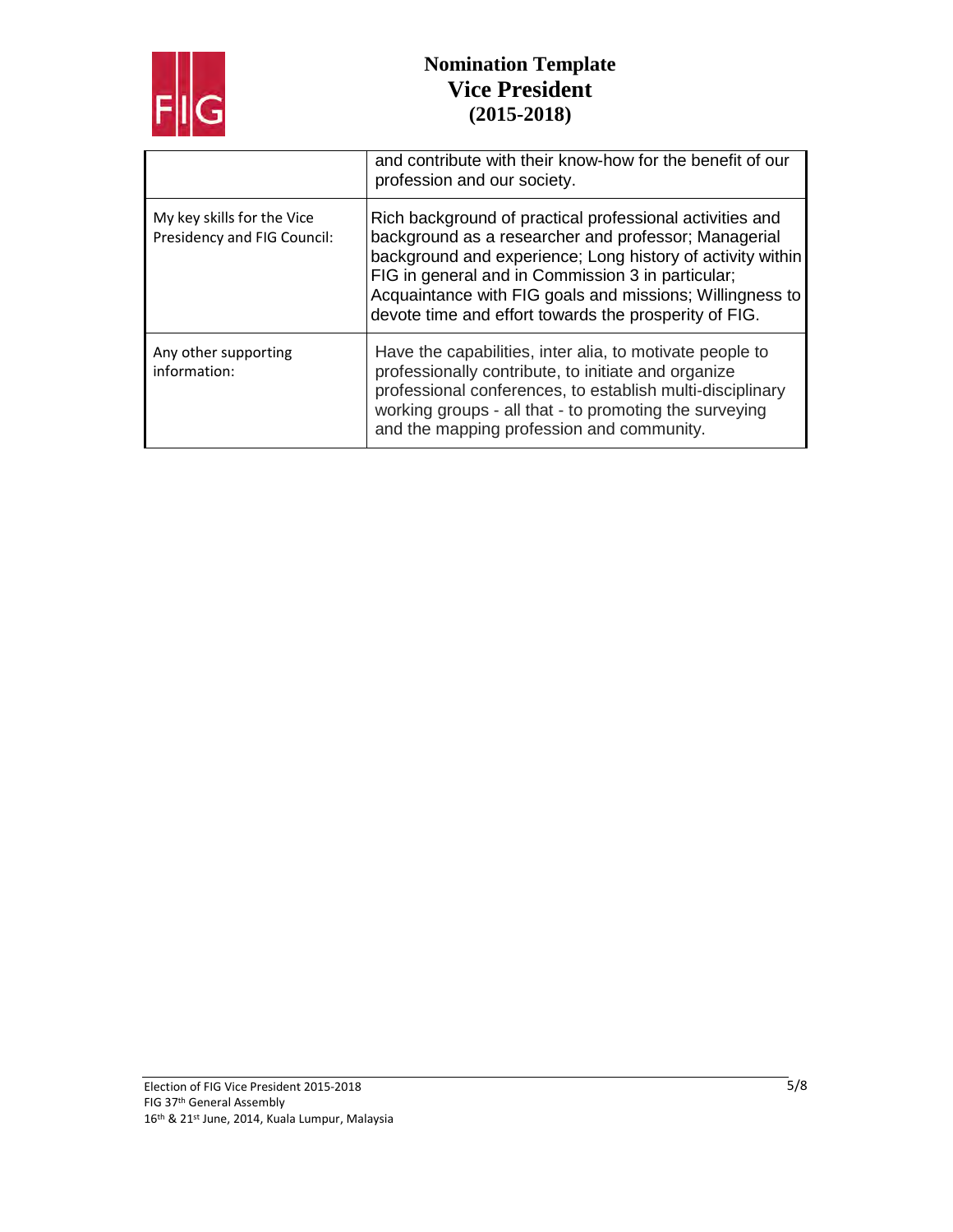# Nomination Template
# Vice President
# (2015-2018)

| | |
|---|---|
| | and contribute with their know-how for the benefit of our profession and our society. |
| My key skills for the Vice Presidency and FIG Council: | Rich background of practical professional activities and background as a researcher and professor; Managerial background and experience; Long history of activity within FIG in general and in Commission 3 in particular; Acquaintance with FIG goals and missions; Willingness to devote time and effort towards the prosperity of FIG. |
| Any other supporting information: | Have the capabilities, inter alia, to motivate people to professionally contribute, to initiate and organize professional conferences, to establish multi-disciplinary working groups - all that - to promoting the surveying and the mapping profession and community. |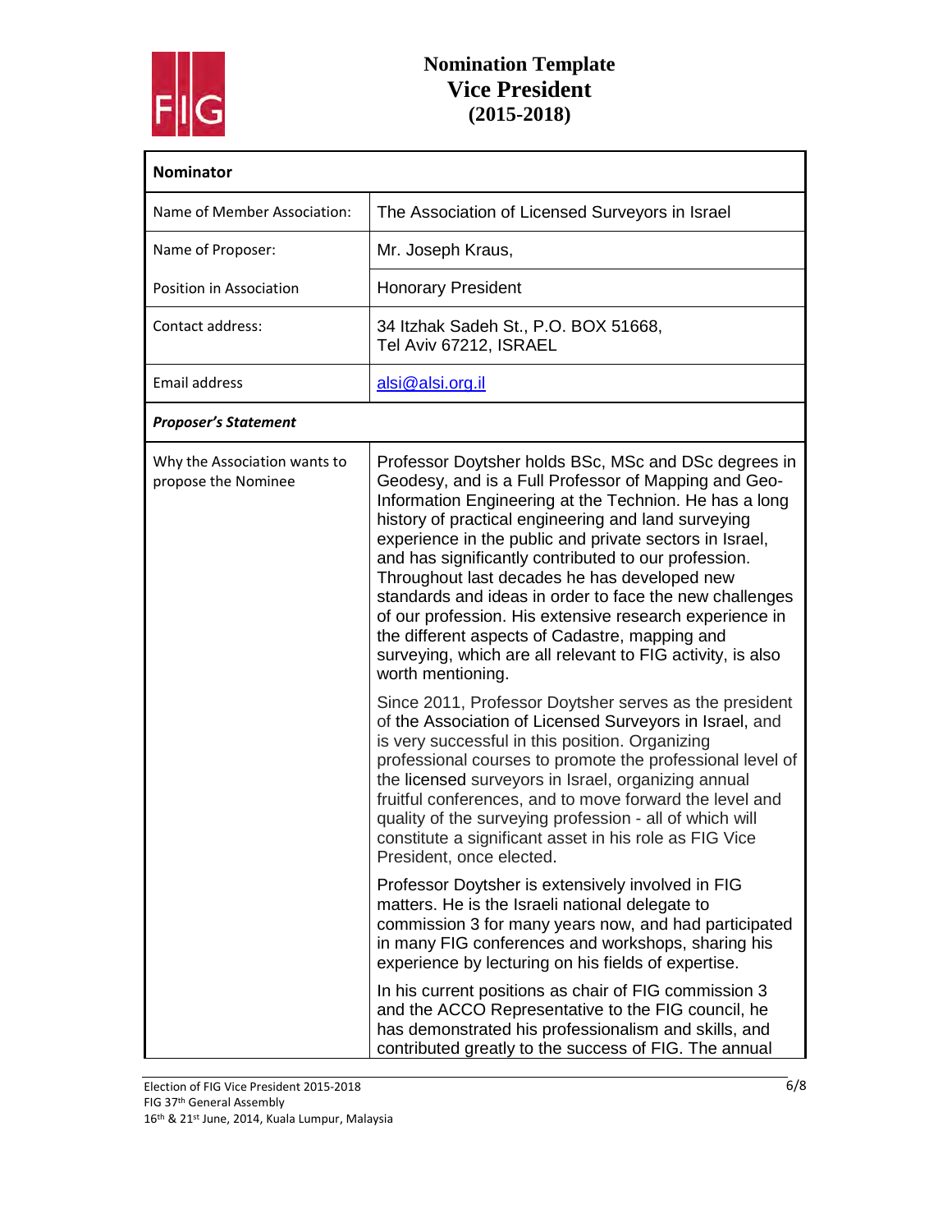# Nomination Template
## Vice President
### (2015-2018)

| **Nominator** | |
|---|---|
| Name of Member Association: | The Association of Licensed Surveyors in Israel |
| Name of Proposer: | Mr. Joseph Kraus, |
| Position in Association | Honorary President |
| Contact address: | 34 Itzhak Sadeh St., P.O. BOX 51668, Tel Aviv 67212, ISRAEL |
| Email address | alsi@alsi.org.il |
| ***Proposer's Statement*** | |
| Why the Association wants to propose the Nominee | Professor Doytsher holds BSc, MSc and DSc degrees in Geodesy, and is a Full Professor of Mapping and Geo-Information Engineering at the Technion. He has a long history of practical engineering and land surveying experience in the public and private sectors in Israel, and has significantly contributed to our profession. Throughout last decades he has developed new standards and ideas in order to face the new challenges of our profession. His extensive research experience in the different aspects of Cadastre, mapping and surveying, which are all relevant to FIG activity, is also worth mentioning.<br><br>Since 2011, Professor Doytsher serves as the president of the Association of Licensed Surveyors in Israel, and is very successful in this position. Organizing professional courses to promote the professional level of the licensed surveyors in Israel, organizing annual fruitful conferences, and to move forward the level and quality of the surveying profession - all of which will constitute a significant asset in his role as FIG Vice President, once elected.<br><br>Professor Doytsher is extensively involved in FIG matters. He is the Israeli national delegate to commission 3 for many years now, and had participated in many FIG conferences and workshops, sharing his experience by lecturing on his fields of expertise.<br><br>In his current positions as chair of FIG commission 3 and the ACCO Representative to the FIG council, he has demonstrated his professionalism and skills, and contributed greatly to the success of FIG. The annual |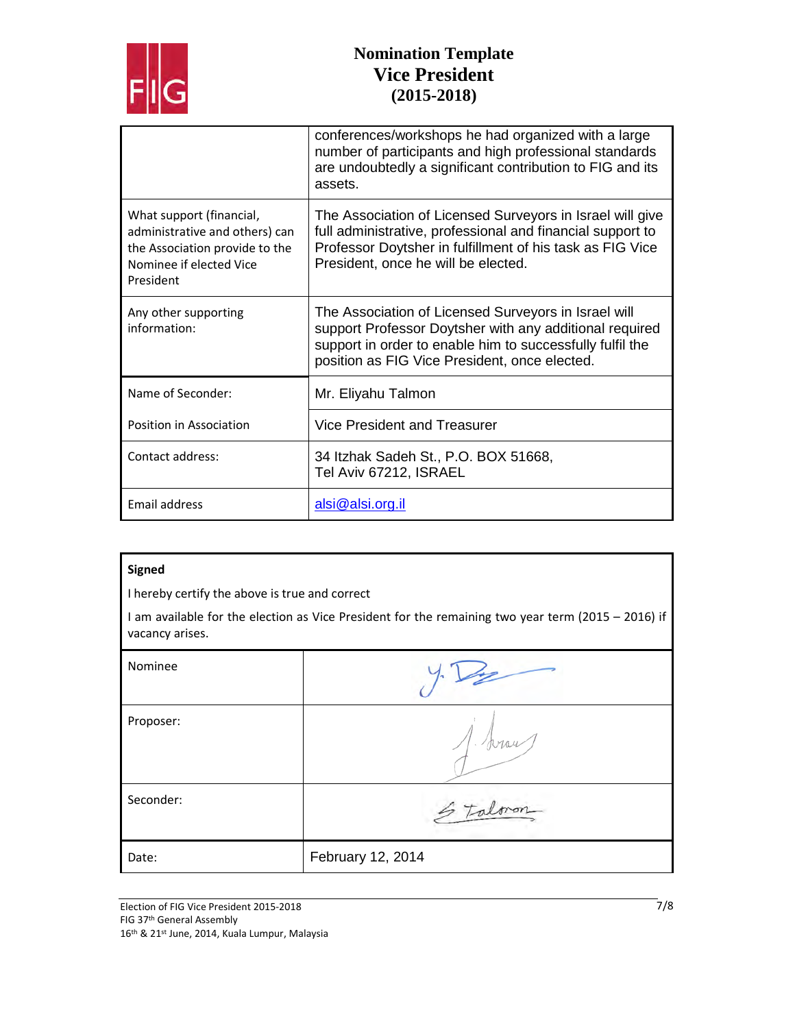| | |
|---|---|
| | conferences/workshops he had organized with a large number of participants and high professional standards are undoubtedly a significant contribution to FIG and its assets. |
| What support (financial, administrative and others) can the Association provide to the Nominee if elected Vice President | The Association of Licensed Surveyors in Israel will give full administrative, professional and financial support to Professor Doytsher in fulfillment of his task as FIG Vice President, once he will be elected. |
| Any other supporting information: | The Association of Licensed Surveyors in Israel will support Professor Doytsher with any additional required support in order to enable him to successfully fulfil the position as FIG Vice President, once elected. |
| Name of Seconder: | Mr. Eliyahu Talmon |
| Position in Association | Vice President and Treasurer |
| Contact address: | 34 Itzhak Sadeh St., P.O. BOX 51668, Tel Aviv 67212, ISRAEL |
| Email address | alsi@alsi.org.il |

**Signed**

I hereby certify the above is true and correct

I am available for the election as Vice President for the remaining two year term (2015 – 2016) if vacancy arises.

| | |
|---|---|
| Nominee | Y. D... (signature) |
| Proposer: | (signature) |
| Seconder: | E Talmon (signature) |
| Date: | February 12, 2014 |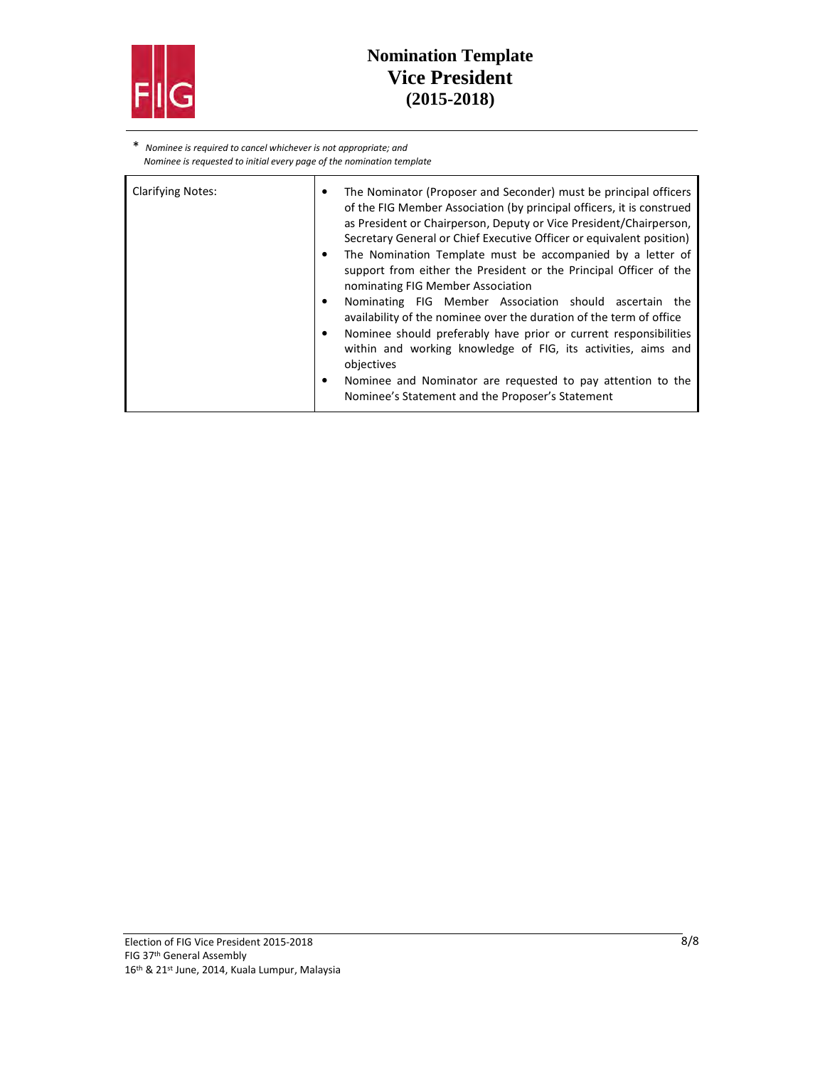\* *Nominee is required to cancel whichever is not appropriate; and*
*Nominee is requested to initial every page of the nomination template*

| Clarifying Notes: | • The Nominator (Proposer and Seconder) must be principal officers of the FIG Member Association (by principal officers, it is construed as President or Chairperson, Deputy or Vice President/Chairperson, Secretary General or Chief Executive Officer or equivalent position)<br>• The Nomination Template must be accompanied by a letter of support from either the President or the Principal Officer of the nominating FIG Member Association<br>• Nominating FIG Member Association should ascertain the availability of the nominee over the duration of the term of office<br>• Nominee should preferably have prior or current responsibilities within and working knowledge of FIG, its activities, aims and objectives<br>• Nominee and Nominator are requested to pay attention to the Nominee's Statement and the Proposer's Statement |
|---|---|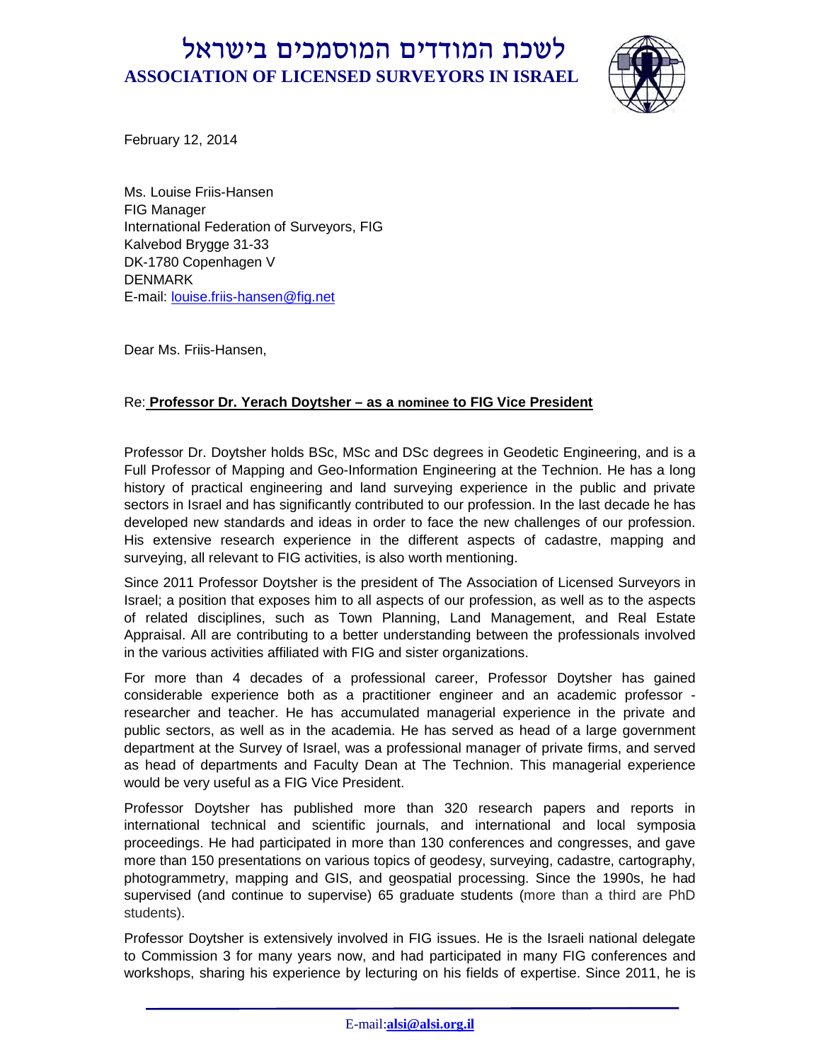# לשכת המודדים המוסמכים בישראל

**ASSOCIATION OF LICENSED SURVEYORS IN ISRAEL**

February 12, 2014

Ms. Louise Friis-Hansen
FIG Manager
International Federation of Surveyors, FIG
Kalvebod Brygge 31-33
DK-1780 Copenhagen V
DENMARK
E-mail: louise.friis-hansen@fig.net

Dear Ms. Friis-Hansen,

Re: **Professor Dr. Yerach Doytsher – as a nominee to FIG Vice President**

Professor Dr. Doytsher holds BSc, MSc and DSc degrees in Geodetic Engineering, and is a Full Professor of Mapping and Geo-Information Engineering at the Technion. He has a long history of practical engineering and land surveying experience in the public and private sectors in Israel and has significantly contributed to our profession. In the last decade he has developed new standards and ideas in order to face the new challenges of our profession. His extensive research experience in the different aspects of cadastre, mapping and surveying, all relevant to FIG activities, is also worth mentioning.

Since 2011 Professor Doytsher is the president of The Association of Licensed Surveyors in Israel; a position that exposes him to all aspects of our profession, as well as to the aspects of related disciplines, such as Town Planning, Land Management, and Real Estate Appraisal. All are contributing to a better understanding between the professionals involved in the various activities affiliated with FIG and sister organizations.

For more than 4 decades of a professional career, Professor Doytsher has gained considerable experience both as a practitioner engineer and an academic professor - researcher and teacher. He has accumulated managerial experience in the private and public sectors, as well as in the academia. He has served as head of a large government department at the Survey of Israel, was a professional manager of private firms, and served as head of departments and Faculty Dean at The Technion. This managerial experience would be very useful as a FIG Vice President.

Professor Doytsher has published more than 320 research papers and reports in international technical and scientific journals, and international and local symposia proceedings. He had participated in more than 130 conferences and congresses, and gave more than 150 presentations on various topics of geodesy, surveying, cadastre, cartography, photogrammetry, mapping and GIS, and geospatial processing. Since the 1990s, he had supervised (and continue to supervise) 65 graduate students (more than a third are PhD students).

Professor Doytsher is extensively involved in FIG issues. He is the Israeli national delegate to Commission 3 for many years now, and had participated in many FIG conferences and workshops, sharing his experience by lecturing on his fields of expertise. Since 2011, he is

E-mail: **alsi@alsi.org.il**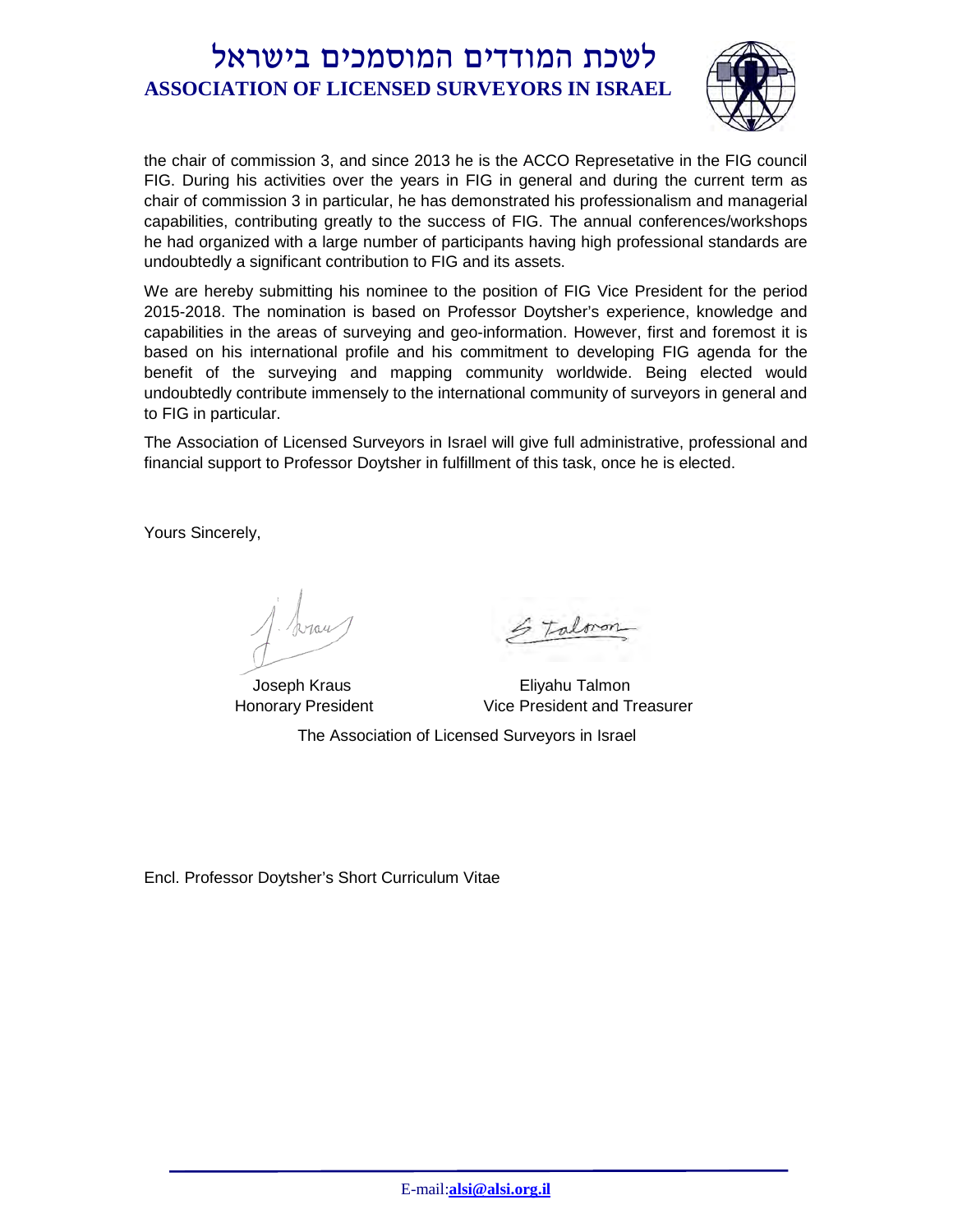the chair of commission 3, and since 2013 he is the ACCO Represetative in the FIG council FIG. During his activities over the years in FIG in general and during the current term as chair of commission 3 in particular, he has demonstrated his professionalism and managerial capabilities, contributing greatly to the success of FIG. The annual conferences/workshops he had organized with a large number of participants having high professional standards are undoubtedly a significant contribution to FIG and its assets.

We are hereby submitting his nominee to the position of FIG Vice President for the period 2015-2018. The nomination is based on Professor Doytsher's experience, knowledge and capabilities in the areas of surveying and geo-information. However, first and foremost it is based on his international profile and his commitment to developing FIG agenda for the benefit of the surveying and mapping community worldwide. Being elected would undoubtedly contribute immensely to the international community of surveyors in general and to FIG in particular.

The Association of Licensed Surveyors in Israel will give full administrative, professional and financial support to Professor Doytsher in fulfillment of this task, once he is elected.

Yours Sincerely,

Joseph Kraus
Honorary President

Eliyahu Talmon
Vice President and Treasurer

The Association of Licensed Surveyors in Israel

Encl. Professor Doytsher's Short Curriculum Vitae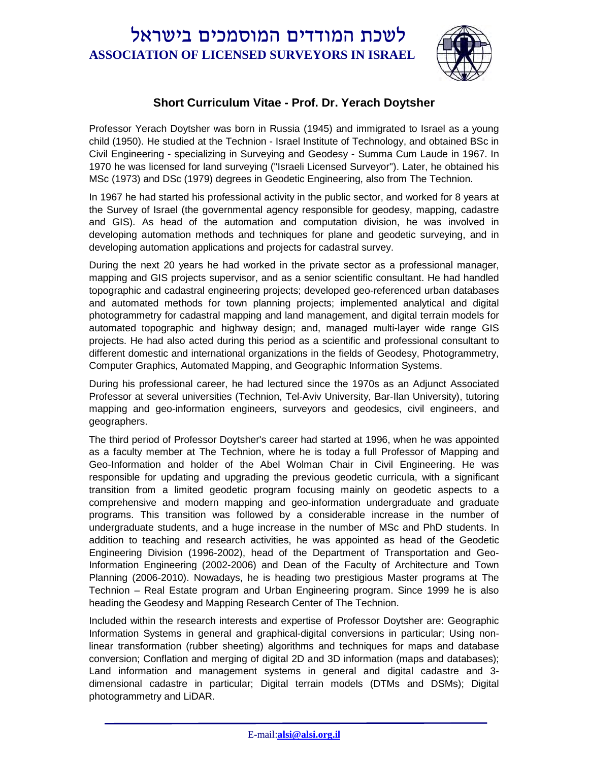# Short Curriculum Vitae - Prof. Dr. Yerach Doytsher

Professor Yerach Doytsher was born in Russia (1945) and immigrated to Israel as a young child (1950). He studied at the Technion - Israel Institute of Technology, and obtained BSc in Civil Engineering - specializing in Surveying and Geodesy - Summa Cum Laude in 1967. In 1970 he was licensed for land surveying ("Israeli Licensed Surveyor"). Later, he obtained his MSc (1973) and DSc (1979) degrees in Geodetic Engineering, also from The Technion.

In 1967 he had started his professional activity in the public sector, and worked for 8 years at the Survey of Israel (the governmental agency responsible for geodesy, mapping, cadastre and GIS). As head of the automation and computation division, he was involved in developing automation methods and techniques for plane and geodetic surveying, and in developing automation applications and projects for cadastral survey.

During the next 20 years he had worked in the private sector as a professional manager, mapping and GIS projects supervisor, and as a senior scientific consultant. He had handled topographic and cadastral engineering projects; developed geo-referenced urban databases and automated methods for town planning projects; implemented analytical and digital photogrammetry for cadastral mapping and land management, and digital terrain models for automated topographic and highway design; and, managed multi-layer wide range GIS projects. He had also acted during this period as a scientific and professional consultant to different domestic and international organizations in the fields of Geodesy, Photogrammetry, Computer Graphics, Automated Mapping, and Geographic Information Systems.

During his professional career, he had lectured since the 1970s as an Adjunct Associated Professor at several universities (Technion, Tel-Aviv University, Bar-Ilan University), tutoring mapping and geo-information engineers, surveyors and geodesics, civil engineers, and geographers.

The third period of Professor Doytsher's career had started at 1996, when he was appointed as a faculty member at The Technion, where he is today a full Professor of Mapping and Geo-Information and holder of the Abel Wolman Chair in Civil Engineering. He was responsible for updating and upgrading the previous geodetic curricula, with a significant transition from a limited geodetic program focusing mainly on geodetic aspects to a comprehensive and modern mapping and geo-information undergraduate and graduate programs. This transition was followed by a considerable increase in the number of undergraduate students, and a huge increase in the number of MSc and PhD students. In addition to teaching and research activities, he was appointed as head of the Geodetic Engineering Division (1996-2002), head of the Department of Transportation and Geo-Information Engineering (2002-2006) and Dean of the Faculty of Architecture and Town Planning (2006-2010). Nowadays, he is heading two prestigious Master programs at The Technion – Real Estate program and Urban Engineering program. Since 1999 he is also heading the Geodesy and Mapping Research Center of The Technion.

Included within the research interests and expertise of Professor Doytsher are: Geographic Information Systems in general and graphical-digital conversions in particular; Using non-linear transformation (rubber sheeting) algorithms and techniques for maps and database conversion; Conflation and merging of digital 2D and 3D information (maps and databases); Land information and management systems in general and digital cadastre and 3-dimensional cadastre in particular; Digital terrain models (DTMs and DSMs); Digital photogrammetry and LiDAR.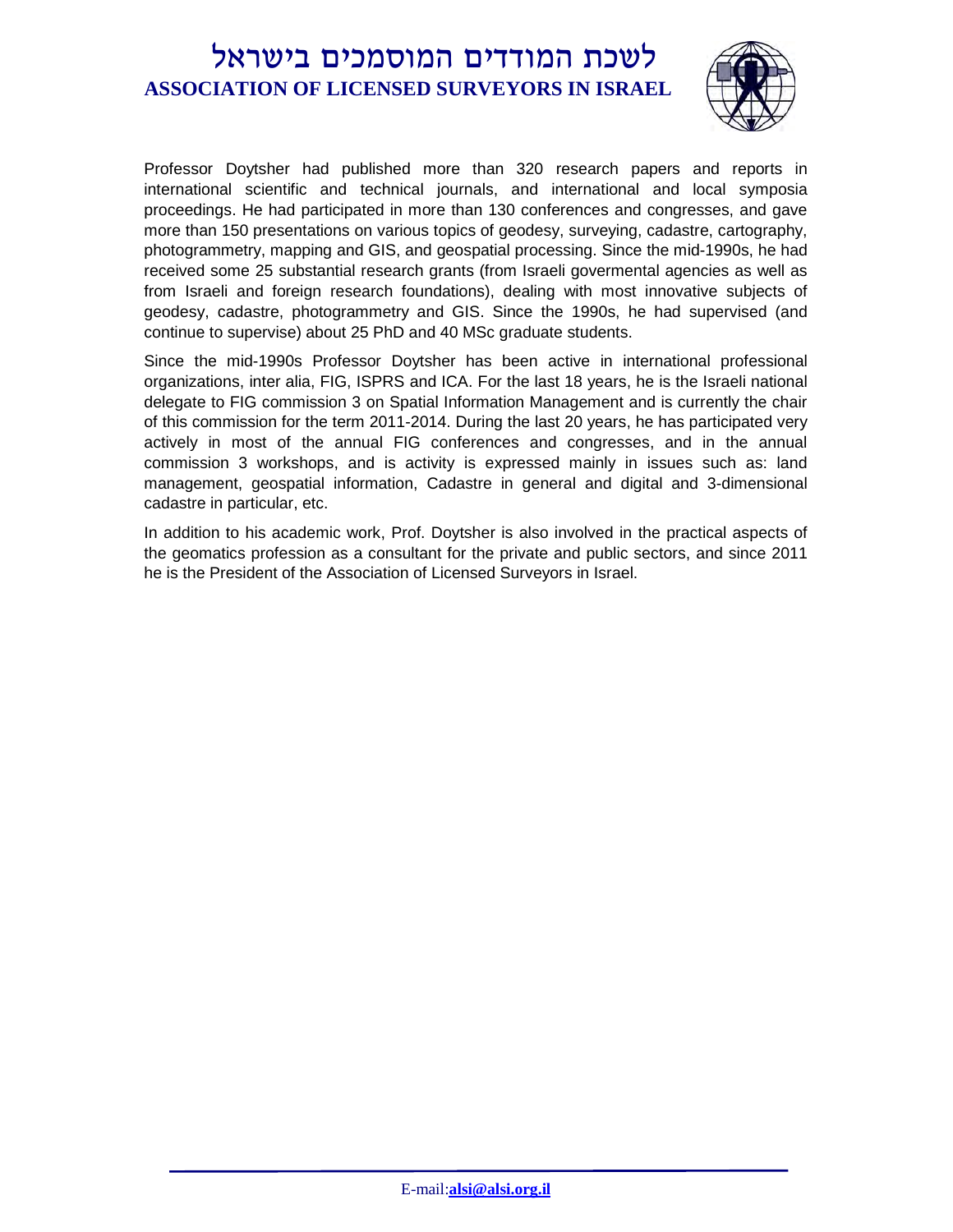Professor Doytsher had published more than 320 research papers and reports in international scientific and technical journals, and international and local symposia proceedings. He had participated in more than 130 conferences and congresses, and gave more than 150 presentations on various topics of geodesy, surveying, cadastre, cartography, photogrammetry, mapping and GIS, and geospatial processing. Since the mid-1990s, he had received some 25 substantial research grants (from Israeli govermental agencies as well as from Israeli and foreign research foundations), dealing with most innovative subjects of geodesy, cadastre, photogrammetry and GIS. Since the 1990s, he had supervised (and continue to supervise) about 25 PhD and 40 MSc graduate students.

Since the mid-1990s Professor Doytsher has been active in international professional organizations, inter alia, FIG, ISPRS and ICA. For the last 18 years, he is the Israeli national delegate to FIG commission 3 on Spatial Information Management and is currently the chair of this commission for the term 2011-2014. During the last 20 years, he has participated very actively in most of the annual FIG conferences and congresses, and in the annual commission 3 workshops, and is activity is expressed mainly in issues such as: land management, geospatial information, Cadastre in general and digital and 3-dimensional cadastre in particular, etc.

In addition to his academic work, Prof. Doytsher is also involved in the practical aspects of the geomatics profession as a consultant for the private and public sectors, and since 2011 he is the President of the Association of Licensed Surveyors in Israel.